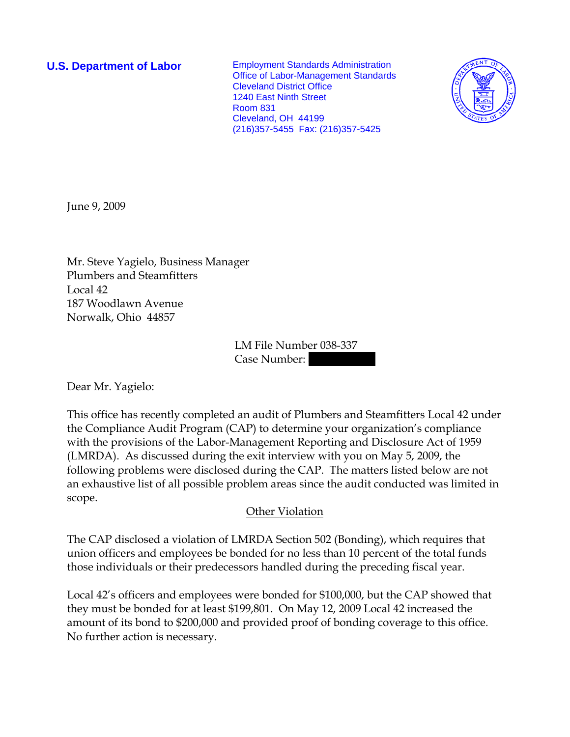**U.S. Department of Labor**

Employment Standards Administration
Office of Labor-Management Standards
Cleveland District Office
1240 East Ninth Street
Room 831
Cleveland, OH 44199
(216)357-5455 Fax: (216)357-5425

June 9, 2009

Mr. Steve Yagielo, Business Manager
Plumbers and Steamfitters
Local 42
187 Woodlawn Avenue
Norwalk, Ohio 44857

LM File Number 038-337
Case Number: 

Dear Mr. Yagielo:

This office has recently completed an audit of Plumbers and Steamfitters Local 42 under the Compliance Audit Program (CAP) to determine your organization's compliance with the provisions of the Labor-Management Reporting and Disclosure Act of 1959 (LMRDA). As discussed during the exit interview with you on May 5, 2009, the following problems were disclosed during the CAP. The matters listed below are not an exhaustive list of all possible problem areas since the audit conducted was limited in scope.

## Other Violation

The CAP disclosed a violation of LMRDA Section 502 (Bonding), which requires that union officers and employees be bonded for no less than 10 percent of the total funds those individuals or their predecessors handled during the preceding fiscal year.

Local 42's officers and employees were bonded for $100,000, but the CAP showed that they must be bonded for at least $199,801. On May 12, 2009 Local 42 increased the amount of its bond to $200,000 and provided proof of bonding coverage to this office. No further action is necessary.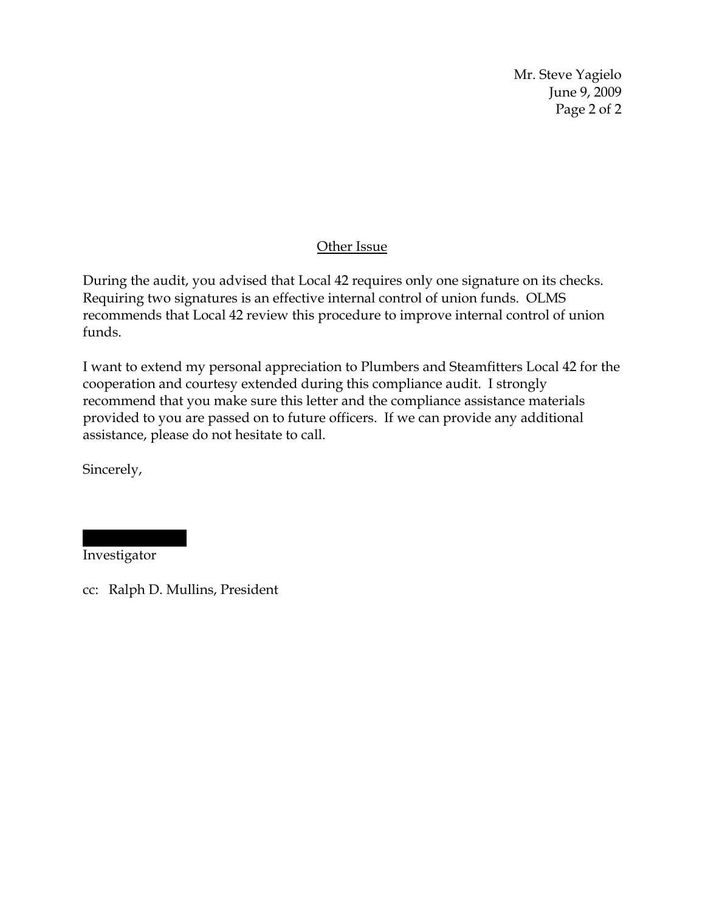## Other Issue

During the audit, you advised that Local 42 requires only one signature on its checks. Requiring two signatures is an effective internal control of union funds. OLMS recommends that Local 42 review this procedure to improve internal control of union funds.

I want to extend my personal appreciation to Plumbers and Steamfitters Local 42 for the cooperation and courtesy extended during this compliance audit. I strongly recommend that you make sure this letter and the compliance assistance materials provided to you are passed on to future officers. If we can provide any additional assistance, please do not hesitate to call.

Sincerely,

Investigator

cc: Ralph D. Mullins, President